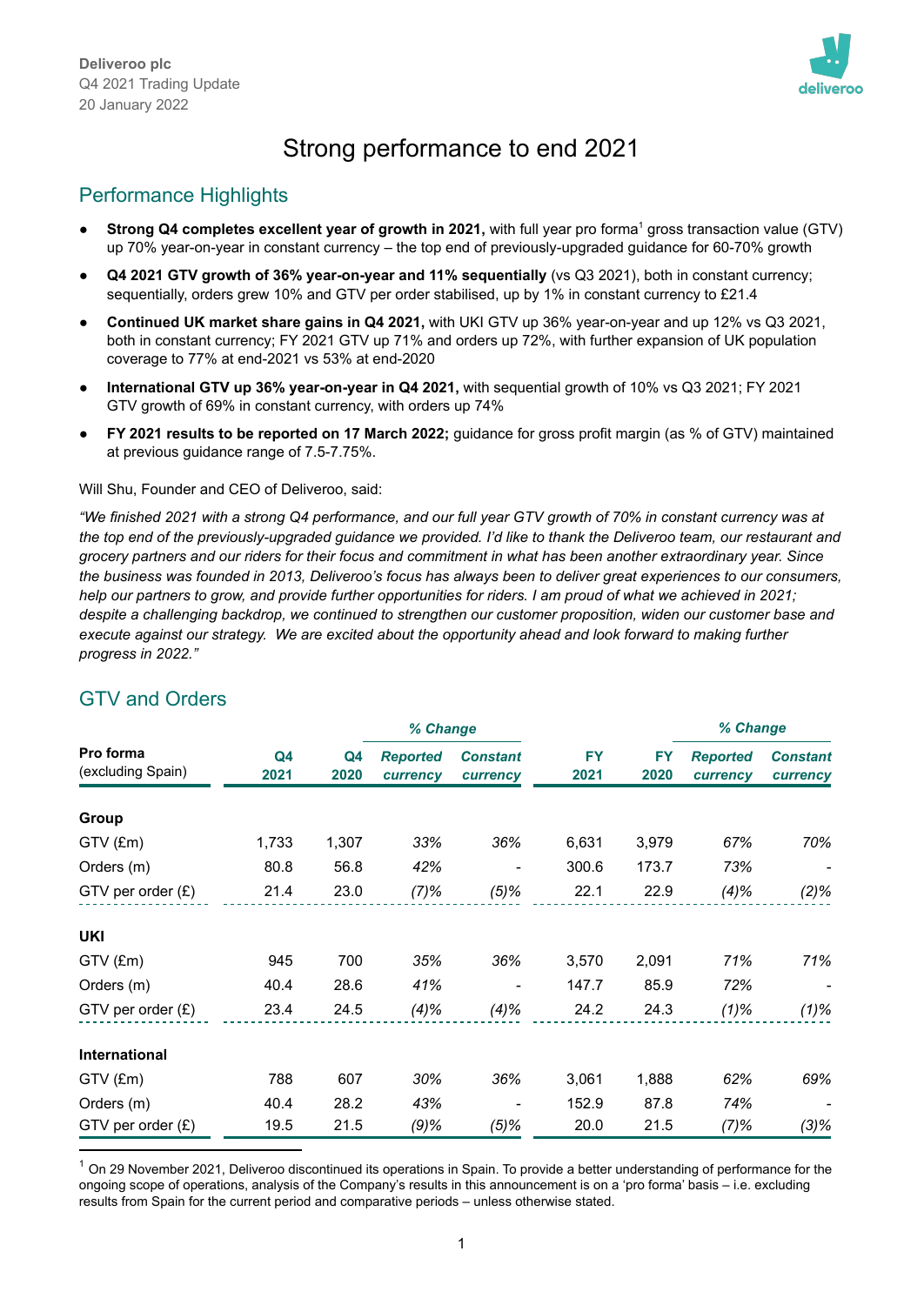Deliveroo plc
Q4 2021 Trading Update
20 January 2022

# Strong performance to end 2021

## Performance Highlights

- **Strong Q4 completes excellent year of growth in 2021,** with full year pro forma[1] gross transaction value (GTV) up 70% year-on-year in constant currency – the top end of previously-upgraded guidance for 60-70% growth
- **Q4 2021 GTV growth of 36% year-on-year and 11% sequentially** (vs Q3 2021), both in constant currency; sequentially, orders grew 10% and GTV per order stabilised, up by 1% in constant currency to £21.4
- **Continued UK market share gains in Q4 2021,** with UKI GTV up 36% year-on-year and up 12% vs Q3 2021, both in constant currency; FY 2021 GTV up 71% and orders up 72%, with further expansion of UK population coverage to 77% at end-2021 vs 53% at end-2020
- **International GTV up 36% year-on-year in Q4 2021,** with sequential growth of 10% vs Q3 2021; FY 2021 GTV growth of 69% in constant currency, with orders up 74%
- **FY 2021 results to be reported on 17 March 2022;** guidance for gross profit margin (as % of GTV) maintained at previous guidance range of 7.5-7.75%.

Will Shu, Founder and CEO of Deliveroo, said:

*"We finished 2021 with a strong Q4 performance, and our full year GTV growth of 70% in constant currency was at the top end of the previously-upgraded guidance we provided. I'd like to thank the Deliveroo team, our restaurant and grocery partners and our riders for their focus and commitment in what has been another extraordinary year. Since the business was founded in 2013, Deliveroo's focus has always been to deliver great experiences to our consumers, help our partners to grow, and provide further opportunities for riders. I am proud of what we achieved in 2021; despite a challenging backdrop, we continued to strengthen our customer proposition, widen our customer base and execute against our strategy. We are excited about the opportunity ahead and look forward to making further progress in 2022."*

## GTV and Orders

| Pro forma (excluding Spain) | Q4 2021 | Q4 2020 | % Change Reported currency | % Change Constant currency | FY 2021 | FY 2020 | % Change Reported currency | % Change Constant currency |
|---|---|---|---|---|---|---|---|---|
| **Group** | | | | | | | | |
| GTV (£m) | 1,733 | 1,307 | *33%* | *36%* | 6,631 | 3,979 | *67%* | *70%* |
| Orders (m) | 80.8 | 56.8 | *42%* | - | 300.6 | 173.7 | *73%* | - |
| GTV per order (£) | 21.4 | 23.0 | *(7)%* | *(5)%* | 22.1 | 22.9 | *(4)%* | *(2)%* |
| **UKI** | | | | | | | | |
| GTV (£m) | 945 | 700 | *35%* | *36%* | 3,570 | 2,091 | *71%* | *71%* |
| Orders (m) | 40.4 | 28.6 | *41%* | - | 147.7 | 85.9 | *72%* | - |
| GTV per order (£) | 23.4 | 24.5 | *(4)%* | *(4)%* | 24.2 | 24.3 | *(1)%* | *(1)%* |
| **International** | | | | | | | | |
| GTV (£m) | 788 | 607 | *30%* | *36%* | 3,061 | 1,888 | *62%* | *69%* |
| Orders (m) | 40.4 | 28.2 | *43%* | - | 152.9 | 87.8 | *74%* | - |
| GTV per order (£) | 19.5 | 21.5 | *(9)%* | *(5)%* | 20.0 | 21.5 | *(7)%* | *(3)%* |

[1] On 29 November 2021, Deliveroo discontinued its operations in Spain. To provide a better understanding of performance for the ongoing scope of operations, analysis of the Company's results in this announcement is on a 'pro forma' basis – i.e. excluding results from Spain for the current period and comparative periods – unless otherwise stated.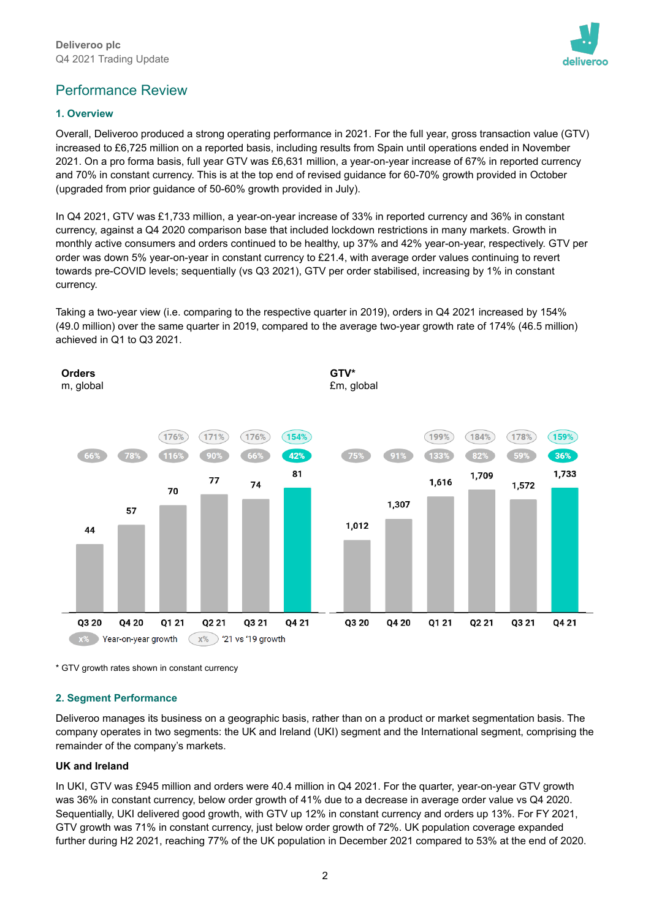## Performance Review

### 1. Overview

Overall, Deliveroo produced a strong operating performance in 2021. For the full year, gross transaction value (GTV) increased to £6,725 million on a reported basis, including results from Spain until operations ended in November 2021. On a pro forma basis, full year GTV was £6,631 million, a year-on-year increase of 67% in reported currency and 70% in constant currency. This is at the top end of revised guidance for 60-70% growth provided in October (upgraded from prior guidance of 50-60% growth provided in July).

In Q4 2021, GTV was £1,733 million, a year-on-year increase of 33% in reported currency and 36% in constant currency, against a Q4 2020 comparison base that included lockdown restrictions in many markets. Growth in monthly active consumers and orders continued to be healthy, up 37% and 42% year-on-year, respectively. GTV per order was down 5% year-on-year in constant currency to £21.4, with average order values continuing to revert towards pre-COVID levels; sequentially (vs Q3 2021), GTV per order stabilised, increasing by 1% in constant currency.

Taking a two-year view (i.e. comparing to the respective quarter in 2019), orders in Q4 2021 increased by 154% (49.0 million) over the same quarter in 2019, compared to the average two-year growth rate of 174% (46.5 million) achieved in Q1 to Q3 2021.

**Orders**
m, global

| | Q3 20 | Q4 20 | Q1 21 | Q2 21 | Q3 21 | Q4 21 |
|---|---|---|---|---|---|---|
| Orders | 44 | 57 | 70 | 77 | 74 | 81 |
| Year-on-year growth | 66% | 78% | 116% | 90% | 66% | 42% |
| '21 vs '19 growth | | | 176% | 171% | 176% | 154% |

**GTV***
£m, global

| | Q3 20 | Q4 20 | Q1 21 | Q2 21 | Q3 21 | Q4 21 |
|---|---|---|---|---|---|---|
| GTV | 1,012 | 1,307 | 1,616 | 1,709 | 1,572 | 1,733 |
| Year-on-year growth | 75% | 91% | 133% | 82% | 59% | 36% |
| '21 vs '19 growth | | | 199% | 184% | 178% | 159% |

\* GTV growth rates shown in constant currency

### 2. Segment Performance

Deliveroo manages its business on a geographic basis, rather than on a product or market segmentation basis. The company operates in two segments: the UK and Ireland (UKI) segment and the International segment, comprising the remainder of the company's markets.

**UK and Ireland**

In UKI, GTV was £945 million and orders were 40.4 million in Q4 2021. For the quarter, year-on-year GTV growth was 36% in constant currency, below order growth of 41% due to a decrease in average order value vs Q4 2020. Sequentially, UKI delivered good growth, with GTV up 12% in constant currency and orders up 13%. For FY 2021, GTV growth was 71% in constant currency, just below order growth of 72%. UK population coverage expanded further during H2 2021, reaching 77% of the UK population in December 2021 compared to 53% at the end of 2020.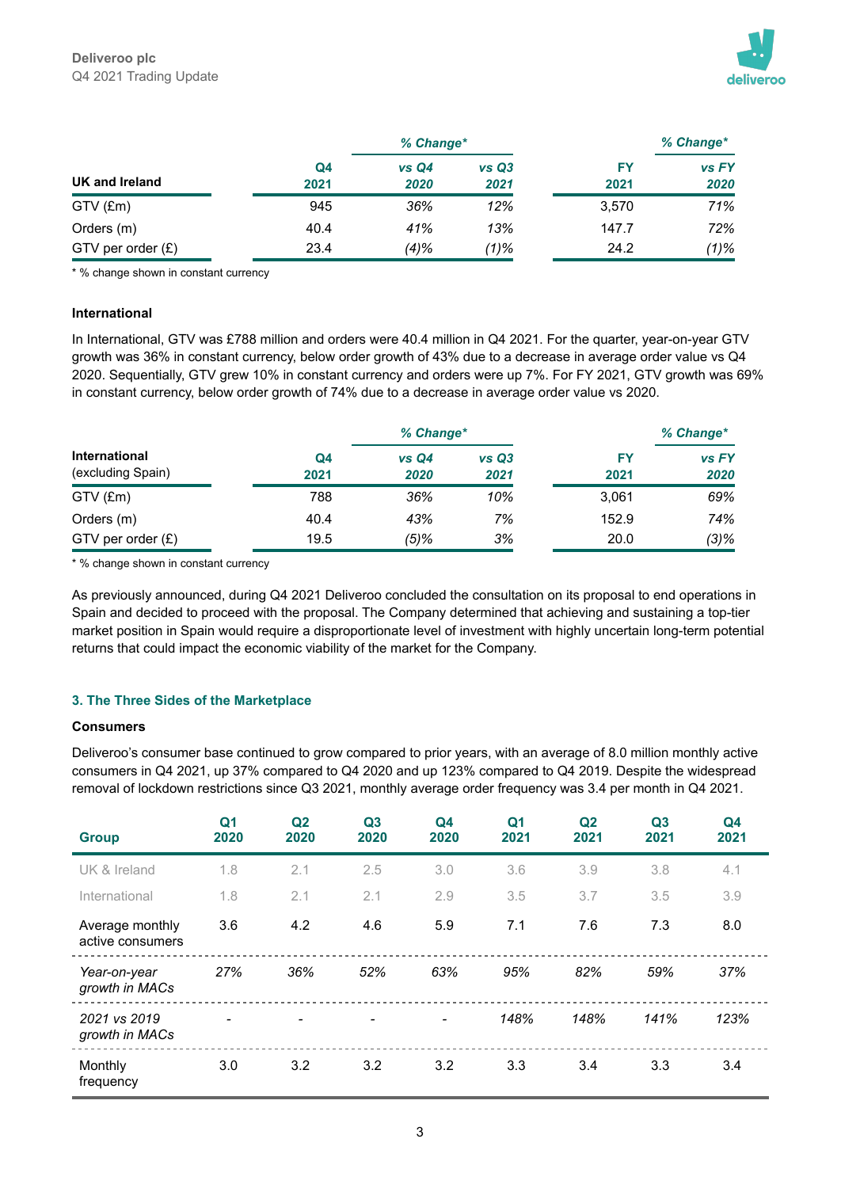| UK and Ireland | Q4 2021 | % Change* vs Q4 2020 | % Change* vs Q3 2021 | FY 2021 | % Change* vs FY 2020 |
|---|---|---|---|---|---|
| GTV (£m) | 945 | 36% | 12% | 3,570 | 71% |
| Orders (m) | 40.4 | 41% | 13% | 147.7 | 72% |
| GTV per order (£) | 23.4 | (4)% | (1)% | 24.2 | (1)% |

\* % change shown in constant currency

**International**

In International, GTV was £788 million and orders were 40.4 million in Q4 2021. For the quarter, year-on-year GTV growth was 36% in constant currency, below order growth of 43% due to a decrease in average order value vs Q4 2020. Sequentially, GTV grew 10% in constant currency and orders were up 7%. For FY 2021, GTV growth was 69% in constant currency, below order growth of 74% due to a decrease in average order value vs 2020.

| International (excluding Spain) | Q4 2021 | % Change* vs Q4 2020 | % Change* vs Q3 2021 | FY 2021 | % Change* vs FY 2020 |
|---|---|---|---|---|---|
| GTV (£m) | 788 | 36% | 10% | 3,061 | 69% |
| Orders (m) | 40.4 | 43% | 7% | 152.9 | 74% |
| GTV per order (£) | 19.5 | (5)% | 3% | 20.0 | (3)% |

\* % change shown in constant currency

As previously announced, during Q4 2021 Deliveroo concluded the consultation on its proposal to end operations in Spain and decided to proceed with the proposal. The Company determined that achieving and sustaining a top-tier market position in Spain would require a disproportionate level of investment with highly uncertain long-term potential returns that could impact the economic viability of the market for the Company.

## 3. The Three Sides of the Marketplace

**Consumers**

Deliveroo's consumer base continued to grow compared to prior years, with an average of 8.0 million monthly active consumers in Q4 2021, up 37% compared to Q4 2020 and up 123% compared to Q4 2019. Despite the widespread removal of lockdown restrictions since Q3 2021, monthly average order frequency was 3.4 per month in Q4 2021.

| Group | Q1 2020 | Q2 2020 | Q3 2020 | Q4 2020 | Q1 2021 | Q2 2021 | Q3 2021 | Q4 2021 |
|---|---|---|---|---|---|---|---|---|
| UK & Ireland | 1.8 | 2.1 | 2.5 | 3.0 | 3.6 | 3.9 | 3.8 | 4.1 |
| International | 1.8 | 2.1 | 2.1 | 2.9 | 3.5 | 3.7 | 3.5 | 3.9 |
| Average monthly active consumers | 3.6 | 4.2 | 4.6 | 5.9 | 7.1 | 7.6 | 7.3 | 8.0 |
| *Year-on-year growth in MACs* | *27%* | *36%* | *52%* | *63%* | *95%* | *82%* | *59%* | *37%* |
| *2021 vs 2019 growth in MACs* | - | - | - | - | *148%* | *148%* | *141%* | *123%* |
| Monthly frequency | 3.0 | 3.2 | 3.2 | 3.2 | 3.3 | 3.4 | 3.3 | 3.4 |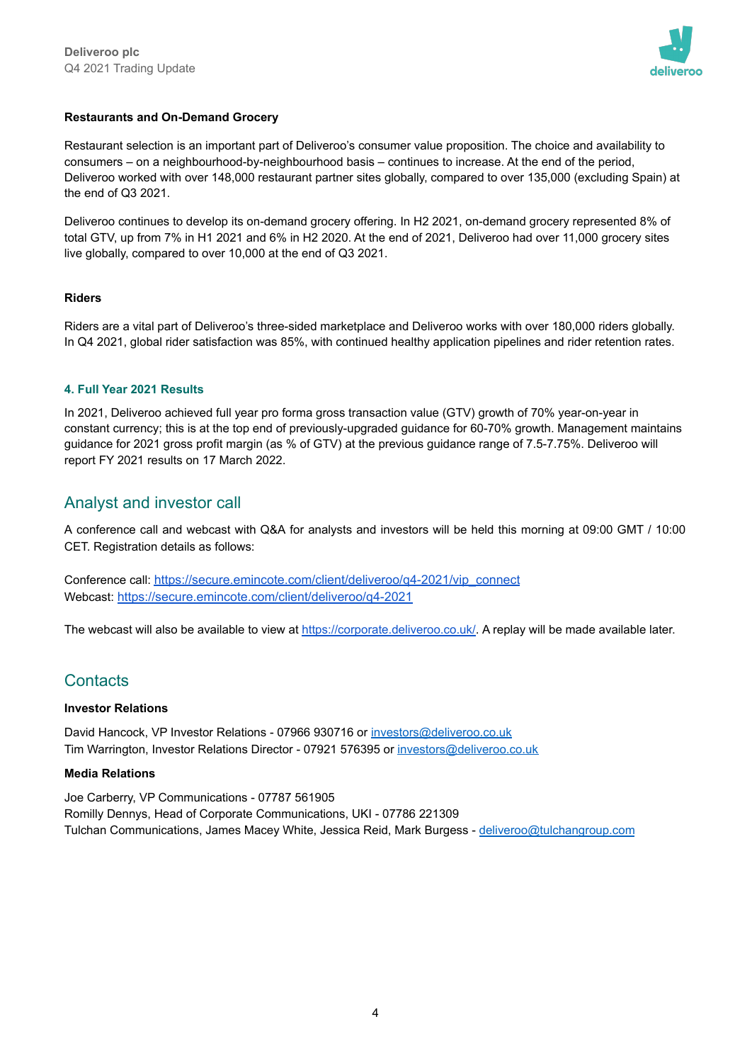**Restaurants and On-Demand Grocery**

Restaurant selection is an important part of Deliveroo's consumer value proposition. The choice and availability to consumers – on a neighbourhood-by-neighbourhood basis – continues to increase. At the end of the period, Deliveroo worked with over 148,000 restaurant partner sites globally, compared to over 135,000 (excluding Spain) at the end of Q3 2021.

Deliveroo continues to develop its on-demand grocery offering. In H2 2021, on-demand grocery represented 8% of total GTV, up from 7% in H1 2021 and 6% in H2 2020. At the end of 2021, Deliveroo had over 11,000 grocery sites live globally, compared to over 10,000 at the end of Q3 2021.

**Riders**

Riders are a vital part of Deliveroo's three-sided marketplace and Deliveroo works with over 180,000 riders globally. In Q4 2021, global rider satisfaction was 85%, with continued healthy application pipelines and rider retention rates.

### 4. Full Year 2021 Results

In 2021, Deliveroo achieved full year pro forma gross transaction value (GTV) growth of 70% year-on-year in constant currency; this is at the top end of previously-upgraded guidance for 60-70% growth. Management maintains guidance for 2021 gross profit margin (as % of GTV) at the previous guidance range of 7.5-7.75%. Deliveroo will report FY 2021 results on 17 March 2022.

## Analyst and investor call

A conference call and webcast with Q&A for analysts and investors will be held this morning at 09:00 GMT / 10:00 CET. Registration details as follows:

Conference call: https://secure.emincote.com/client/deliveroo/q4-2021/vip_connect
Webcast: https://secure.emincote.com/client/deliveroo/q4-2021

The webcast will also be available to view at https://corporate.deliveroo.co.uk/. A replay will be made available later.

## Contacts

**Investor Relations**

David Hancock, VP Investor Relations - 07966 930716 or investors@deliveroo.co.uk
Tim Warrington, Investor Relations Director - 07921 576395 or investors@deliveroo.co.uk

**Media Relations**

Joe Carberry, VP Communications - 07787 561905
Romilly Dennys, Head of Corporate Communications, UKI - 07786 221309
Tulchan Communications, James Macey White, Jessica Reid, Mark Burgess - deliveroo@tulchangroup.com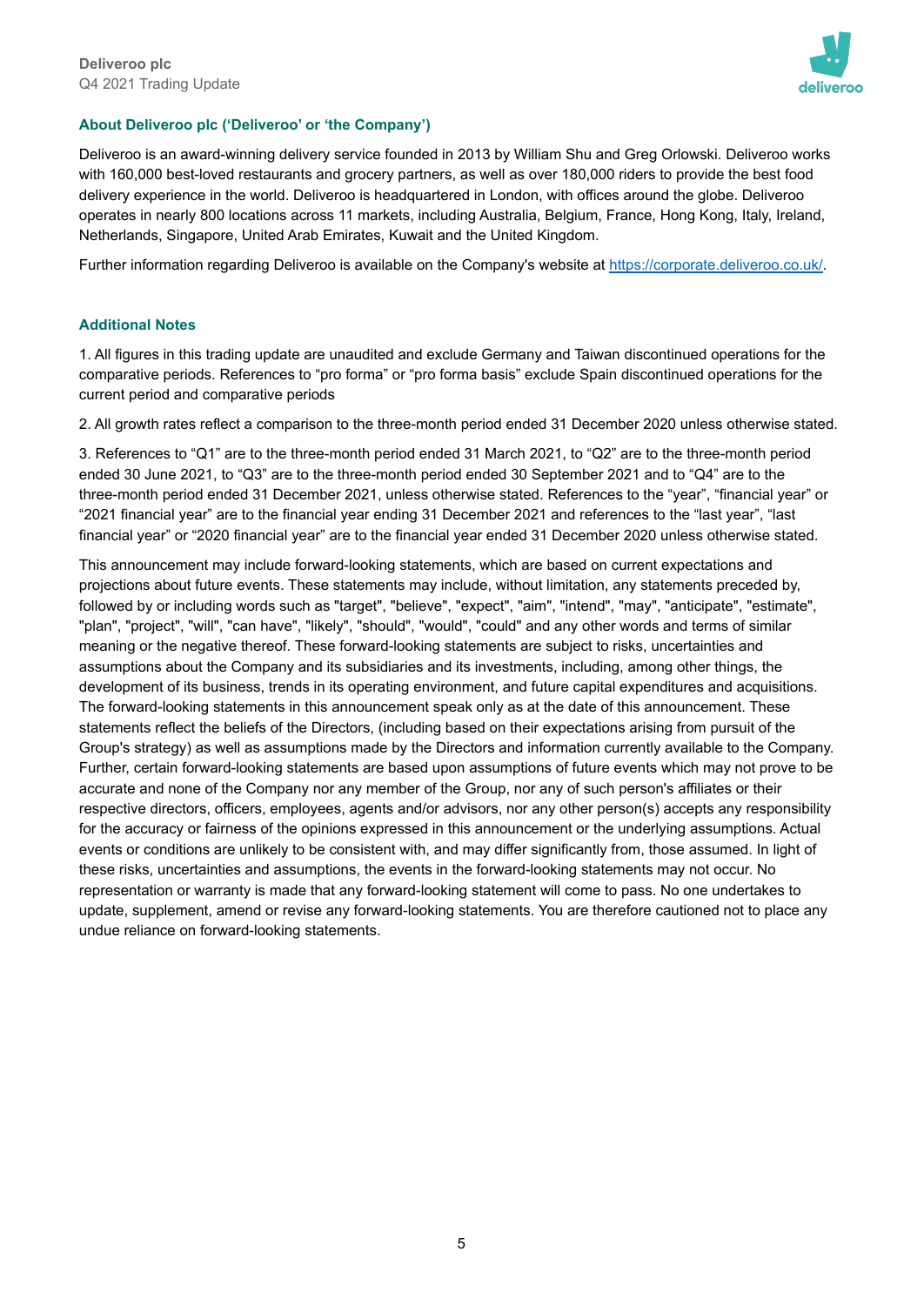### About Deliveroo plc ('Deliveroo' or 'the Company')

Deliveroo is an award-winning delivery service founded in 2013 by William Shu and Greg Orlowski. Deliveroo works with 160,000 best-loved restaurants and grocery partners, as well as over 180,000 riders to provide the best food delivery experience in the world. Deliveroo is headquartered in London, with offices around the globe. Deliveroo operates in nearly 800 locations across 11 markets, including Australia, Belgium, France, Hong Kong, Italy, Ireland, Netherlands, Singapore, United Arab Emirates, Kuwait and the United Kingdom.

Further information regarding Deliveroo is available on the Company's website at [https://corporate.deliveroo.co.uk/](https://corporate.deliveroo.co.uk/).

### Additional Notes

1. All figures in this trading update are unaudited and exclude Germany and Taiwan discontinued operations for the comparative periods. References to "pro forma" or "pro forma basis" exclude Spain discontinued operations for the current period and comparative periods

2. All growth rates reflect a comparison to the three-month period ended 31 December 2020 unless otherwise stated.

3. References to "Q1" are to the three-month period ended 31 March 2021, to "Q2" are to the three-month period ended 30 June 2021, to "Q3" are to the three-month period ended 30 September 2021 and to "Q4" are to the three-month period ended 31 December 2021, unless otherwise stated. References to the "year", "financial year" or "2021 financial year" are to the financial year ending 31 December 2021 and references to the "last year", "last financial year" or "2020 financial year" are to the financial year ended 31 December 2020 unless otherwise stated.

This announcement may include forward-looking statements, which are based on current expectations and projections about future events. These statements may include, without limitation, any statements preceded by, followed by or including words such as "target", "believe", "expect", "aim", "intend", "may", "anticipate", "estimate", "plan", "project", "will", "can have", "likely", "should", "would", "could" and any other words and terms of similar meaning or the negative thereof. These forward-looking statements are subject to risks, uncertainties and assumptions about the Company and its subsidiaries and its investments, including, among other things, the development of its business, trends in its operating environment, and future capital expenditures and acquisitions. The forward-looking statements in this announcement speak only as at the date of this announcement. These statements reflect the beliefs of the Directors, (including based on their expectations arising from pursuit of the Group's strategy) as well as assumptions made by the Directors and information currently available to the Company. Further, certain forward-looking statements are based upon assumptions of future events which may not prove to be accurate and none of the Company nor any member of the Group, nor any of such person's affiliates or their respective directors, officers, employees, agents and/or advisors, nor any other person(s) accepts any responsibility for the accuracy or fairness of the opinions expressed in this announcement or the underlying assumptions. Actual events or conditions are unlikely to be consistent with, and may differ significantly from, those assumed. In light of these risks, uncertainties and assumptions, the events in the forward-looking statements may not occur. No representation or warranty is made that any forward-looking statement will come to pass. No one undertakes to update, supplement, amend or revise any forward-looking statements. You are therefore cautioned not to place any undue reliance on forward-looking statements.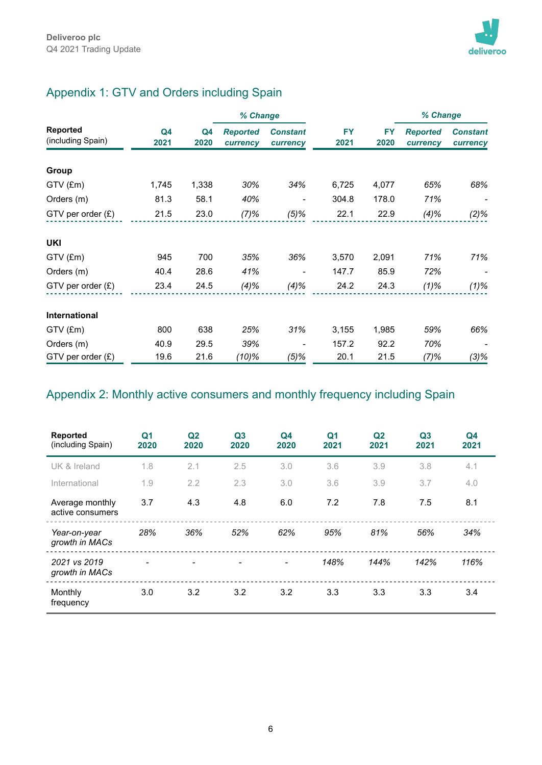## Appendix 1: GTV and Orders including Spain

| Reported (including Spain) | Q4 2021 | Q4 2020 | % Change Reported currency | % Change Constant currency | FY 2021 | FY 2020 | % Change Reported currency | % Change Constant currency |
|---|---|---|---|---|---|---|---|---|
| **Group** | | | | | | | | |
| GTV (£m) | 1,745 | 1,338 | *30%* | *34%* | 6,725 | 4,077 | *65%* | *68%* |
| Orders (m) | 81.3 | 58.1 | *40%* | - | 304.8 | 178.0 | *71%* | - |
| GTV per order (£) | 21.5 | 23.0 | *(7)%* | *(5)%* | 22.1 | 22.9 | *(4)%* | *(2)%* |
| **UKI** | | | | | | | | |
| GTV (£m) | 945 | 700 | *35%* | *36%* | 3,570 | 2,091 | *71%* | *71%* |
| Orders (m) | 40.4 | 28.6 | *41%* | - | 147.7 | 85.9 | *72%* | - |
| GTV per order (£) | 23.4 | 24.5 | *(4)%* | *(4)%* | 24.2 | 24.3 | *(1)%* | *(1)%* |
| **International** | | | | | | | | |
| GTV (£m) | 800 | 638 | *25%* | *31%* | 3,155 | 1,985 | *59%* | *66%* |
| Orders (m) | 40.9 | 29.5 | *39%* | - | 157.2 | 92.2 | *70%* | - |
| GTV per order (£) | 19.6 | 21.6 | *(10)%* | *(5)%* | 20.1 | 21.5 | *(7)%* | *(3)%* |

## Appendix 2: Monthly active consumers and monthly frequency including Spain

| Reported (including Spain) | Q1 2020 | Q2 2020 | Q3 2020 | Q4 2020 | Q1 2021 | Q2 2021 | Q3 2021 | Q4 2021 |
|---|---|---|---|---|---|---|---|---|
| UK & Ireland | 1.8 | 2.1 | 2.5 | 3.0 | 3.6 | 3.9 | 3.8 | 4.1 |
| International | 1.9 | 2.2 | 2.3 | 3.0 | 3.6 | 3.9 | 3.7 | 4.0 |
| Average monthly active consumers | 3.7 | 4.3 | 4.8 | 6.0 | 7.2 | 7.8 | 7.5 | 8.1 |
| *Year-on-year growth in MACs* | *28%* | *36%* | *52%* | *62%* | *95%* | *81%* | *56%* | *34%* |
| *2021 vs 2019 growth in MACs* | - | - | - | - | *148%* | *144%* | *142%* | *116%* |
| Monthly frequency | 3.0 | 3.2 | 3.2 | 3.2 | 3.3 | 3.3 | 3.3 | 3.4 |